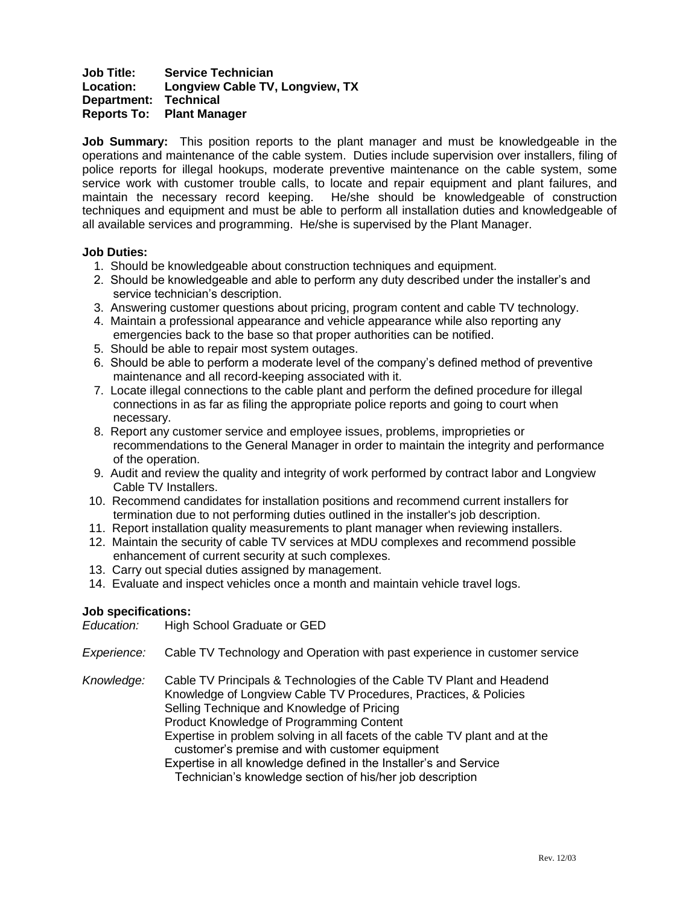**Job Title:** **Service Technician**
**Location:** **Longview Cable TV, Longview, TX**
**Department:** **Technical**
**Reports To:** **Plant Manager**

**Job Summary:** This position reports to the plant manager and must be knowledgeable in the operations and maintenance of the cable system. Duties include supervision over installers, filing of police reports for illegal hookups, moderate preventive maintenance on the cable system, some service work with customer trouble calls, to locate and repair equipment and plant failures, and maintain the necessary record keeping. He/she should be knowledgeable of construction techniques and equipment and must be able to perform all installation duties and knowledgeable of all available services and programming. He/she is supervised by the Plant Manager.

**Job Duties:**

1. Should be knowledgeable about construction techniques and equipment.
2. Should be knowledgeable and able to perform any duty described under the installer's and service technician's description.
3. Answering customer questions about pricing, program content and cable TV technology.
4. Maintain a professional appearance and vehicle appearance while also reporting any emergencies back to the base so that proper authorities can be notified.
5. Should be able to repair most system outages.
6. Should be able to perform a moderate level of the company's defined method of preventive maintenance and all record-keeping associated with it.
7. Locate illegal connections to the cable plant and perform the defined procedure for illegal connections in as far as filing the appropriate police reports and going to court when necessary.
8. Report any customer service and employee issues, problems, improprieties or recommendations to the General Manager in order to maintain the integrity and performance of the operation.
9. Audit and review the quality and integrity of work performed by contract labor and Longview Cable TV Installers.
10. Recommend candidates for installation positions and recommend current installers for termination due to not performing duties outlined in the installer's job description.
11. Report installation quality measurements to plant manager when reviewing installers.
12. Maintain the security of cable TV services at MDU complexes and recommend possible enhancement of current security at such complexes.
13. Carry out special duties assigned by management.
14. Evaluate and inspect vehicles once a month and maintain vehicle travel logs.

**Job specifications:**

*Education:* High School Graduate or GED

*Experience:* Cable TV Technology and Operation with past experience in customer service

*Knowledge:* Cable TV Principals & Technologies of the Cable TV Plant and Headend
Knowledge of Longview Cable TV Procedures, Practices, & Policies
Selling Technique and Knowledge of Pricing
Product Knowledge of Programming Content
Expertise in problem solving in all facets of the cable TV plant and at the customer's premise and with customer equipment
Expertise in all knowledge defined in the Installer's and Service Technician's knowledge section of his/her job description

Rev. 12/03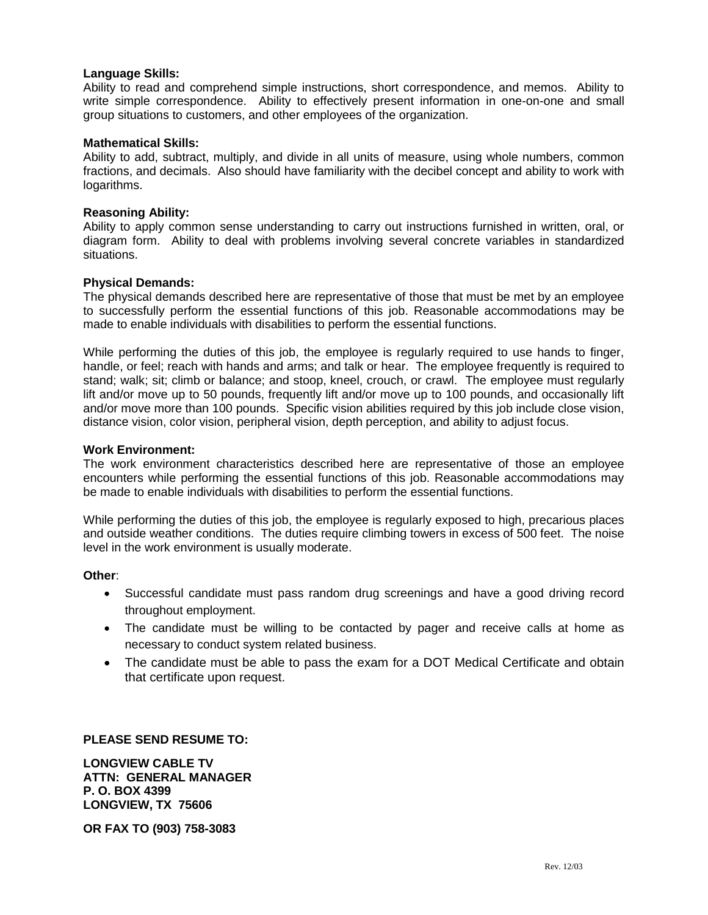**Language Skills:**
Ability to read and comprehend simple instructions, short correspondence, and memos. Ability to write simple correspondence. Ability to effectively present information in one-on-one and small group situations to customers, and other employees of the organization.

**Mathematical Skills:**
Ability to add, subtract, multiply, and divide in all units of measure, using whole numbers, common fractions, and decimals. Also should have familiarity with the decibel concept and ability to work with logarithms.

**Reasoning Ability:**
Ability to apply common sense understanding to carry out instructions furnished in written, oral, or diagram form. Ability to deal with problems involving several concrete variables in standardized situations.

**Physical Demands:**
The physical demands described here are representative of those that must be met by an employee to successfully perform the essential functions of this job. Reasonable accommodations may be made to enable individuals with disabilities to perform the essential functions.

While performing the duties of this job, the employee is regularly required to use hands to finger, handle, or feel; reach with hands and arms; and talk or hear. The employee frequently is required to stand; walk; sit; climb or balance; and stoop, kneel, crouch, or crawl. The employee must regularly lift and/or move up to 50 pounds, frequently lift and/or move up to 100 pounds, and occasionally lift and/or move more than 100 pounds. Specific vision abilities required by this job include close vision, distance vision, color vision, peripheral vision, depth perception, and ability to adjust focus.

**Work Environment:**
The work environment characteristics described here are representative of those an employee encounters while performing the essential functions of this job. Reasonable accommodations may be made to enable individuals with disabilities to perform the essential functions.

While performing the duties of this job, the employee is regularly exposed to high, precarious places and outside weather conditions. The duties require climbing towers in excess of 500 feet. The noise level in the work environment is usually moderate.

**Other**:

- Successful candidate must pass random drug screenings and have a good driving record throughout employment.
- The candidate must be willing to be contacted by pager and receive calls at home as necessary to conduct system related business.
- The candidate must be able to pass the exam for a DOT Medical Certificate and obtain that certificate upon request.

**PLEASE SEND RESUME TO:**

**LONGVIEW CABLE TV**
**ATTN: GENERAL MANAGER**
**P. O. BOX 4399**
**LONGVIEW, TX 75606**

**OR FAX TO (903) 758-3083**

Rev. 12/03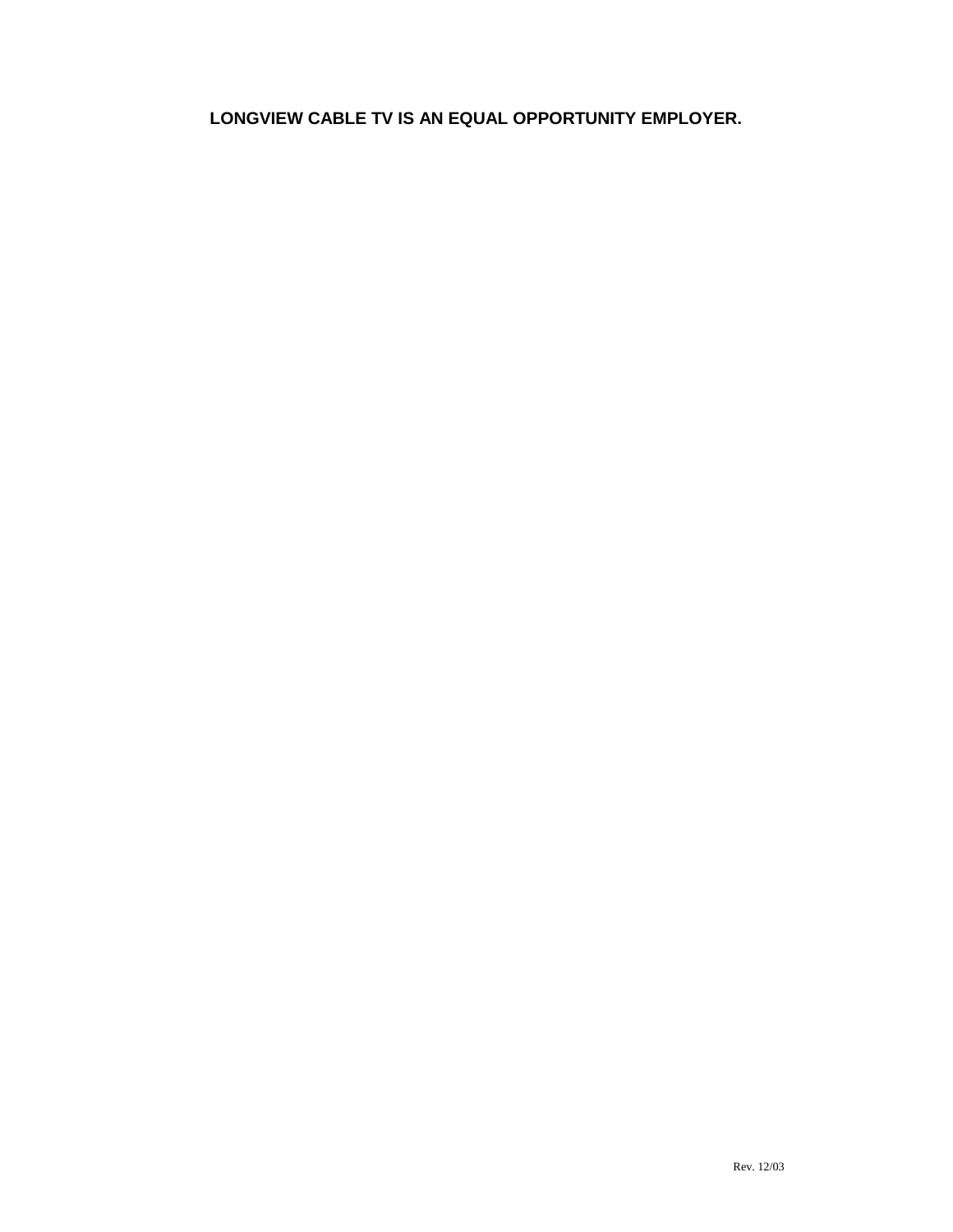**LONGVIEW CABLE TV IS AN EQUAL OPPORTUNITY EMPLOYER.**

Rev. 12/03